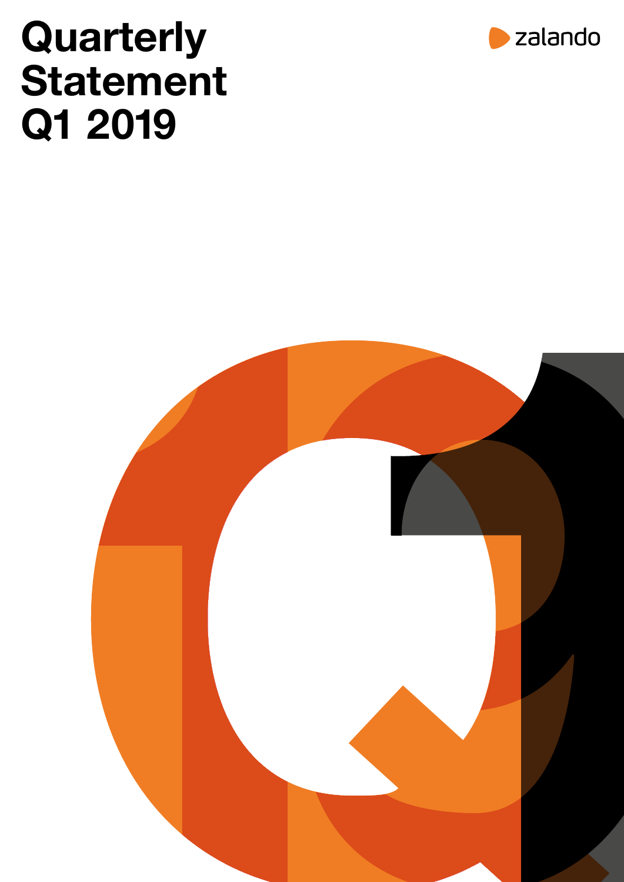# Quarterly Statement Q1 2019

zalando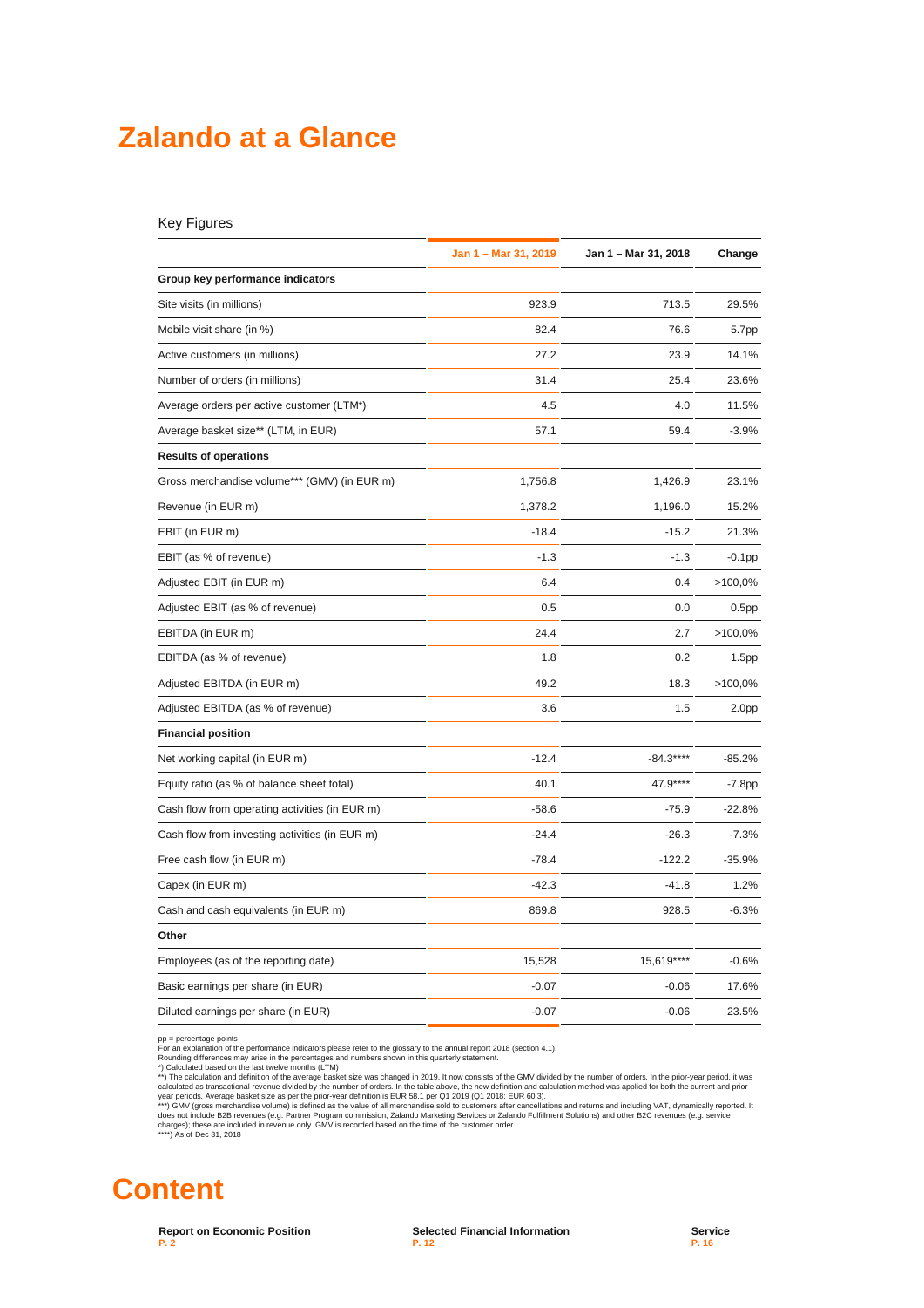# Zalando at a Glance

Key Figures

| | Jan 1 – Mar 31, 2019 | Jan 1 – Mar 31, 2018 | Change |
|---|---|---|---|
| **Group key performance indicators** | | | |
| Site visits (in millions) | 923.9 | 713.5 | 29.5% |
| Mobile visit share (in %) | 82.4 | 76.6 | 5.7pp |
| Active customers (in millions) | 27.2 | 23.9 | 14.1% |
| Number of orders (in millions) | 31.4 | 25.4 | 23.6% |
| Average orders per active customer (LTM*) | 4.5 | 4.0 | 11.5% |
| Average basket size** (LTM, in EUR) | 57.1 | 59.4 | -3.9% |
| **Results of operations** | | | |
| Gross merchandise volume*** (GMV) (in EUR m) | 1,756.8 | 1,426.9 | 23.1% |
| Revenue (in EUR m) | 1,378.2 | 1,196.0 | 15.2% |
| EBIT (in EUR m) | -18.4 | -15.2 | 21.3% |
| EBIT (as % of revenue) | -1.3 | -1.3 | -0.1pp |
| Adjusted EBIT (in EUR m) | 6.4 | 0.4 | >100,0% |
| Adjusted EBIT (as % of revenue) | 0.5 | 0.0 | 0.5pp |
| EBITDA (in EUR m) | 24.4 | 2.7 | >100,0% |
| EBITDA (as % of revenue) | 1.8 | 0.2 | 1.5pp |
| Adjusted EBITDA (in EUR m) | 49.2 | 18.3 | >100,0% |
| Adjusted EBITDA (as % of revenue) | 3.6 | 1.5 | 2.0pp |
| **Financial position** | | | |
| Net working capital (in EUR m) | -12.4 | -84.3**** | -85.2% |
| Equity ratio (as % of balance sheet total) | 40.1 | 47.9**** | -7.8pp |
| Cash flow from operating activities (in EUR m) | -58.6 | -75.9 | -22.8% |
| Cash flow from investing activities (in EUR m) | -24.4 | -26.3 | -7.3% |
| Free cash flow (in EUR m) | -78.4 | -122.2 | -35.9% |
| Capex (in EUR m) | -42.3 | -41.8 | 1.2% |
| Cash and cash equivalents (in EUR m) | 869.8 | 928.5 | -6.3% |
| **Other** | | | |
| Employees (as of the reporting date) | 15,528 | 15,619**** | -0.6% |
| Basic earnings per share (in EUR) | -0.07 | -0.06 | 17.6% |
| Diluted earnings per share (in EUR) | -0.07 | -0.06 | 23.5% |

pp = percentage points
For an explanation of the performance indicators please refer to the glossary to the annual report 2018 (section 4.1).
Rounding differences may arise in the percentages and numbers shown in this quarterly statement.
*) Calculated based on the last twelve months (LTM)
**) The calculation and definition of the average basket size was changed in 2019. It now consists of the GMV divided by the number of orders. In the prior-year period, it was calculated as transactional revenue divided by the number of orders. In the table above, the new definition and calculation method was applied for both the current and prior-year periods. Average basket size as per the prior-year definition is EUR 58.1 per Q1 2019 (Q1 2018: EUR 60.3).
***) GMV (gross merchandise volume) is defined as the value of all merchandise sold to customers after cancellations and returns and including VAT, dynamically reported. It does not include B2B revenues (e.g. Partner Program commission, Zalando Marketing Services or Zalando Fulfillment Solutions) and other B2C revenues (e.g. service charges); these are included in revenue only. GMV is recorded based on the time of the customer order.
****) As of Dec 31, 2018

# Content

**Report on Economic Position**
P. 2

**Selected Financial Information**
P. 12

**Service**
P. 16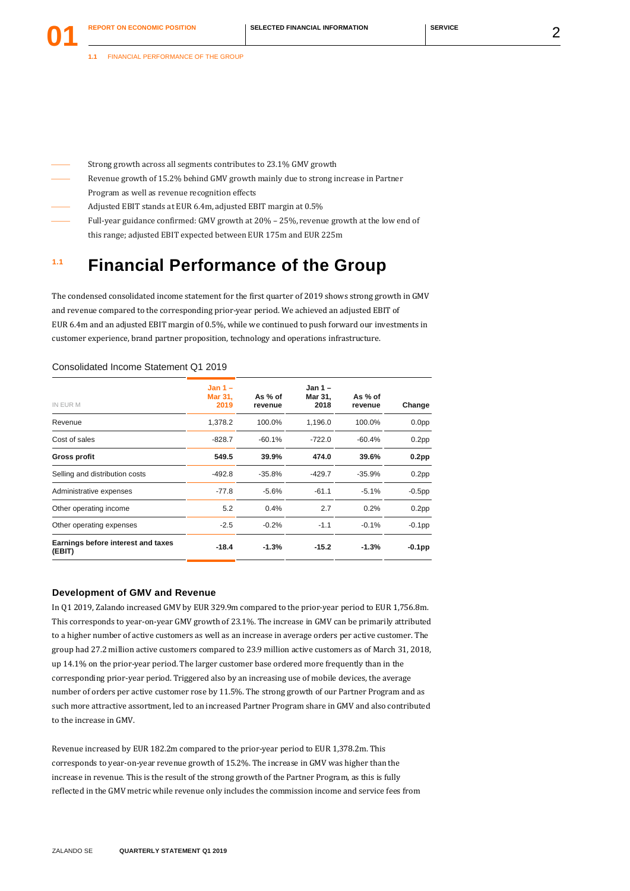- Strong growth across all segments contributes to 23.1% GMV growth
- Revenue growth of 15.2% behind GMV growth mainly due to strong increase in Partner Program as well as revenue recognition effects
- Adjusted EBIT stands at EUR 6.4m, adjusted EBIT margin at 0.5%
- Full-year guidance confirmed: GMV growth at 20% – 25%, revenue growth at the low end of this range; adjusted EBIT expected between EUR 175m and EUR 225m

## 1.1 Financial Performance of the Group

The condensed consolidated income statement for the first quarter of 2019 shows strong growth in GMV and revenue compared to the corresponding prior-year period. We achieved an adjusted EBIT of EUR 6.4m and an adjusted EBIT margin of 0.5%, while we continued to push forward our investments in customer experience, brand partner proposition, technology and operations infrastructure.

Consolidated Income Statement Q1 2019

| IN EUR M | Jan 1 – Mar 31, 2019 | As % of revenue | Jan 1 – Mar 31, 2018 | As % of revenue | Change |
|---|---|---|---|---|---|
| Revenue | 1,378.2 | 100.0% | 1,196.0 | 100.0% | 0.0pp |
| Cost of sales | -828.7 | -60.1% | -722.0 | -60.4% | 0.2pp |
| **Gross profit** | **549.5** | **39.9%** | **474.0** | **39.6%** | **0.2pp** |
| Selling and distribution costs | -492.8 | -35.8% | -429.7 | -35.9% | 0.2pp |
| Administrative expenses | -77.8 | -5.6% | -61.1 | -5.1% | -0.5pp |
| Other operating income | 5.2 | 0.4% | 2.7 | 0.2% | 0.2pp |
| Other operating expenses | -2.5 | -0.2% | -1.1 | -0.1% | -0.1pp |
| **Earnings before interest and taxes (EBIT)** | **-18.4** | **-1.3%** | **-15.2** | **-1.3%** | **-0.1pp** |

### Development of GMV and Revenue

In Q1 2019, Zalando increased GMV by EUR 329.9m compared to the prior-year period to EUR 1,756.8m. This corresponds to year-on-year GMV growth of 23.1%. The increase in GMV can be primarily attributed to a higher number of active customers as well as an increase in average orders per active customer. The group had 27.2 million active customers compared to 23.9 million active customers as of March 31, 2018, up 14.1% on the prior-year period. The larger customer base ordered more frequently than in the corresponding prior-year period. Triggered also by an increasing use of mobile devices, the average number of orders per active customer rose by 11.5%. The strong growth of our Partner Program and as such more attractive assortment, led to an increased Partner Program share in GMV and also contributed to the increase in GMV.

Revenue increased by EUR 182.2m compared to the prior-year period to EUR 1,378.2m. This corresponds to year-on-year revenue growth of 15.2%. The increase in GMV was higher than the increase in revenue. This is the result of the strong growth of the Partner Program, as this is fully reflected in the GMV metric while revenue only includes the commission income and service fees from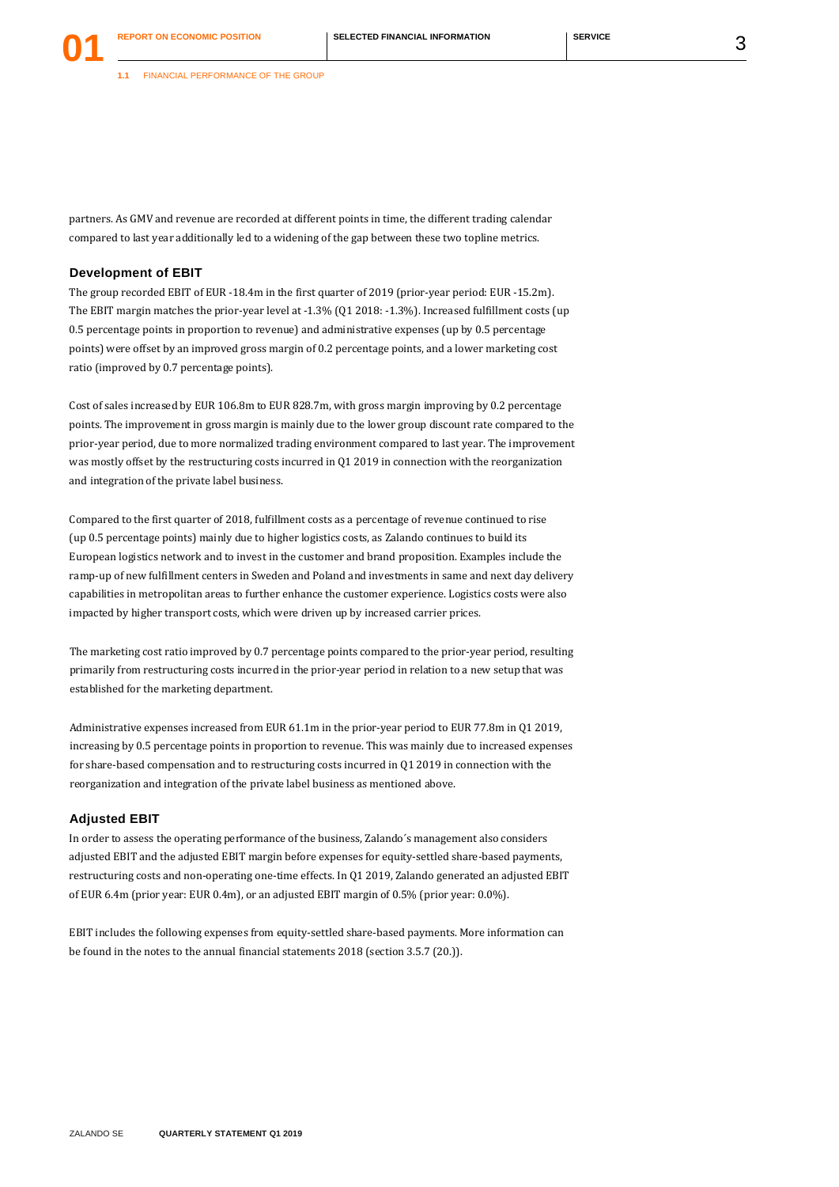partners. As GMV and revenue are recorded at different points in time, the different trading calendar compared to last year additionally led to a widening of the gap between these two topline metrics.

### Development of EBIT

The group recorded EBIT of EUR -18.4m in the first quarter of 2019 (prior-year period: EUR -15.2m). The EBIT margin matches the prior-year level at -1.3% (Q1 2018: -1.3%). Increased fulfillment costs (up 0.5 percentage points in proportion to revenue) and administrative expenses (up by 0.5 percentage points) were offset by an improved gross margin of 0.2 percentage points, and a lower marketing cost ratio (improved by 0.7 percentage points).

Cost of sales increased by EUR 106.8m to EUR 828.7m, with gross margin improving by 0.2 percentage points. The improvement in gross margin is mainly due to the lower group discount rate compared to the prior-year period, due to more normalized trading environment compared to last year. The improvement was mostly offset by the restructuring costs incurred in Q1 2019 in connection with the reorganization and integration of the private label business.

Compared to the first quarter of 2018, fulfillment costs as a percentage of revenue continued to rise (up 0.5 percentage points) mainly due to higher logistics costs, as Zalando continues to build its European logistics network and to invest in the customer and brand proposition. Examples include the ramp-up of new fulfillment centers in Sweden and Poland and investments in same and next day delivery capabilities in metropolitan areas to further enhance the customer experience. Logistics costs were also impacted by higher transport costs, which were driven up by increased carrier prices.

The marketing cost ratio improved by 0.7 percentage points compared to the prior-year period, resulting primarily from restructuring costs incurred in the prior-year period in relation to a new setup that was established for the marketing department.

Administrative expenses increased from EUR 61.1m in the prior-year period to EUR 77.8m in Q1 2019, increasing by 0.5 percentage points in proportion to revenue. This was mainly due to increased expenses for share-based compensation and to restructuring costs incurred in Q1 2019 in connection with the reorganization and integration of the private label business as mentioned above.

### Adjusted EBIT

In order to assess the operating performance of the business, Zalando´s management also considers adjusted EBIT and the adjusted EBIT margin before expenses for equity-settled share-based payments, restructuring costs and non-operating one-time effects. In Q1 2019, Zalando generated an adjusted EBIT of EUR 6.4m (prior year: EUR 0.4m), or an adjusted EBIT margin of 0.5% (prior year: 0.0%).

EBIT includes the following expenses from equity-settled share-based payments. More information can be found in the notes to the annual financial statements 2018 (section 3.5.7 (20.)).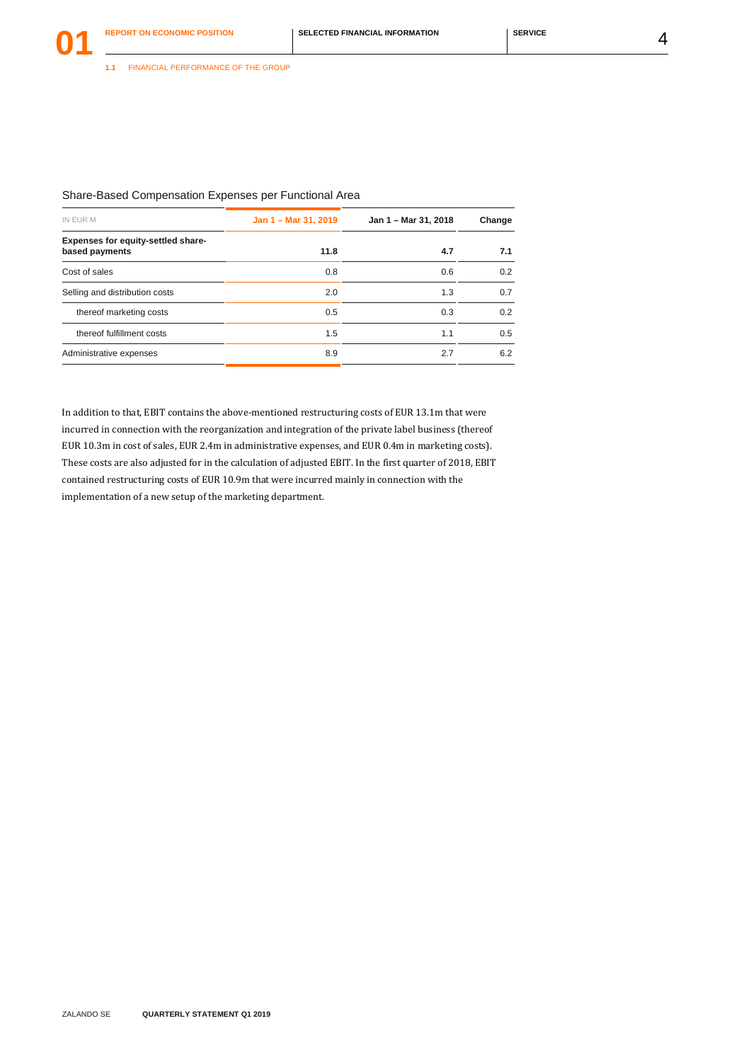## Share-Based Compensation Expenses per Functional Area

| IN EUR M | Jan 1 – Mar 31, 2019 | Jan 1 – Mar 31, 2018 | Change |
|---|---|---|---|
| **Expenses for equity-settled share-based payments** | **11.8** | **4.7** | **7.1** |
| Cost of sales | 0.8 | 0.6 | 0.2 |
| Selling and distribution costs | 2.0 | 1.3 | 0.7 |
| thereof marketing costs | 0.5 | 0.3 | 0.2 |
| thereof fulfillment costs | 1.5 | 1.1 | 0.5 |
| Administrative expenses | 8.9 | 2.7 | 6.2 |

In addition to that, EBIT contains the above-mentioned restructuring costs of EUR 13.1m that were incurred in connection with the reorganization and integration of the private label business (thereof EUR 10.3m in cost of sales, EUR 2.4m in administrative expenses, and EUR 0.4m in marketing costs). These costs are also adjusted for in the calculation of adjusted EBIT. In the first quarter of 2018, EBIT contained restructuring costs of EUR 10.9m that were incurred mainly in connection with the implementation of a new setup of the marketing department.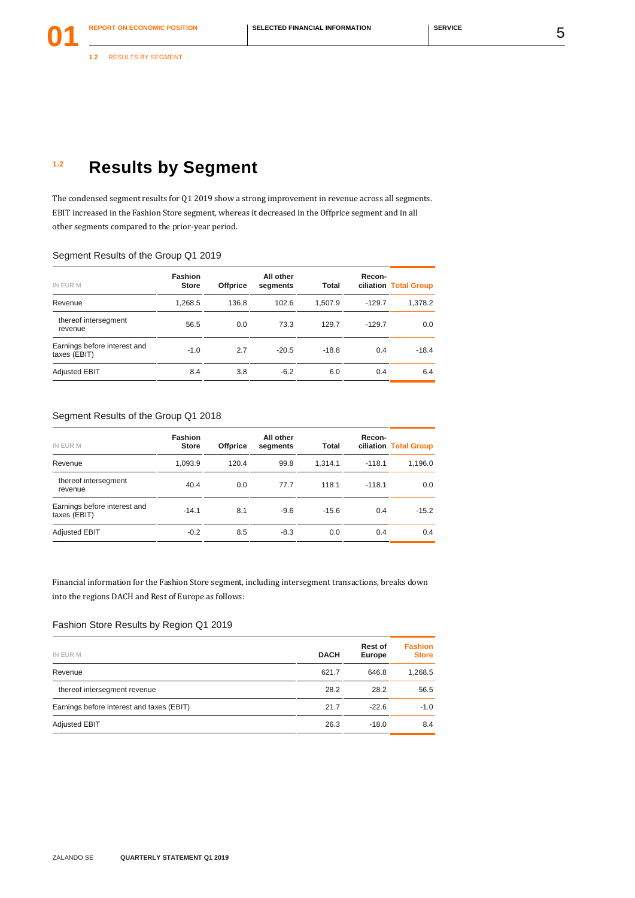## 1.2 Results by Segment

The condensed segment results for Q1 2019 show a strong improvement in revenue across all segments. EBIT increased in the Fashion Store segment, whereas it decreased in the Offprice segment and in all other segments compared to the prior-year period.

Segment Results of the Group Q1 2019

| IN EUR M | Fashion Store | Offprice | All other segments | Total | Recon-ciliation | Total Group |
|---|---|---|---|---|---|---|
| Revenue | 1,268.5 | 136.8 | 102.6 | 1,507.9 | -129.7 | 1,378.2 |
| thereof intersegment revenue | 56.5 | 0.0 | 73.3 | 129.7 | -129.7 | 0.0 |
| Earnings before interest and taxes (EBIT) | -1.0 | 2.7 | -20.5 | -18.8 | 0.4 | -18.4 |
| Adjusted EBIT | 8.4 | 3.8 | -6.2 | 6.0 | 0.4 | 6.4 |

Segment Results of the Group Q1 2018

| IN EUR M | Fashion Store | Offprice | All other segments | Total | Recon-ciliation | Total Group |
|---|---|---|---|---|---|---|
| Revenue | 1,093.9 | 120.4 | 99.8 | 1,314.1 | -118.1 | 1,196.0 |
| thereof intersegment revenue | 40.4 | 0.0 | 77.7 | 118.1 | -118.1 | 0.0 |
| Earnings before interest and taxes (EBIT) | -14.1 | 8.1 | -9.6 | -15.6 | 0.4 | -15.2 |
| Adjusted EBIT | -0.2 | 8.5 | -8.3 | 0.0 | 0.4 | 0.4 |

Financial information for the Fashion Store segment, including intersegment transactions, breaks down into the regions DACH and Rest of Europe as follows:

Fashion Store Results by Region Q1 2019

| IN EUR M | DACH | Rest of Europe | Fashion Store |
|---|---|---|---|
| Revenue | 621.7 | 646.8 | 1,268.5 |
| thereof intersegment revenue | 28.2 | 28.2 | 56.5 |
| Earnings before interest and taxes (EBIT) | 21.7 | -22.6 | -1.0 |
| Adjusted EBIT | 26.3 | -18.0 | 8.4 |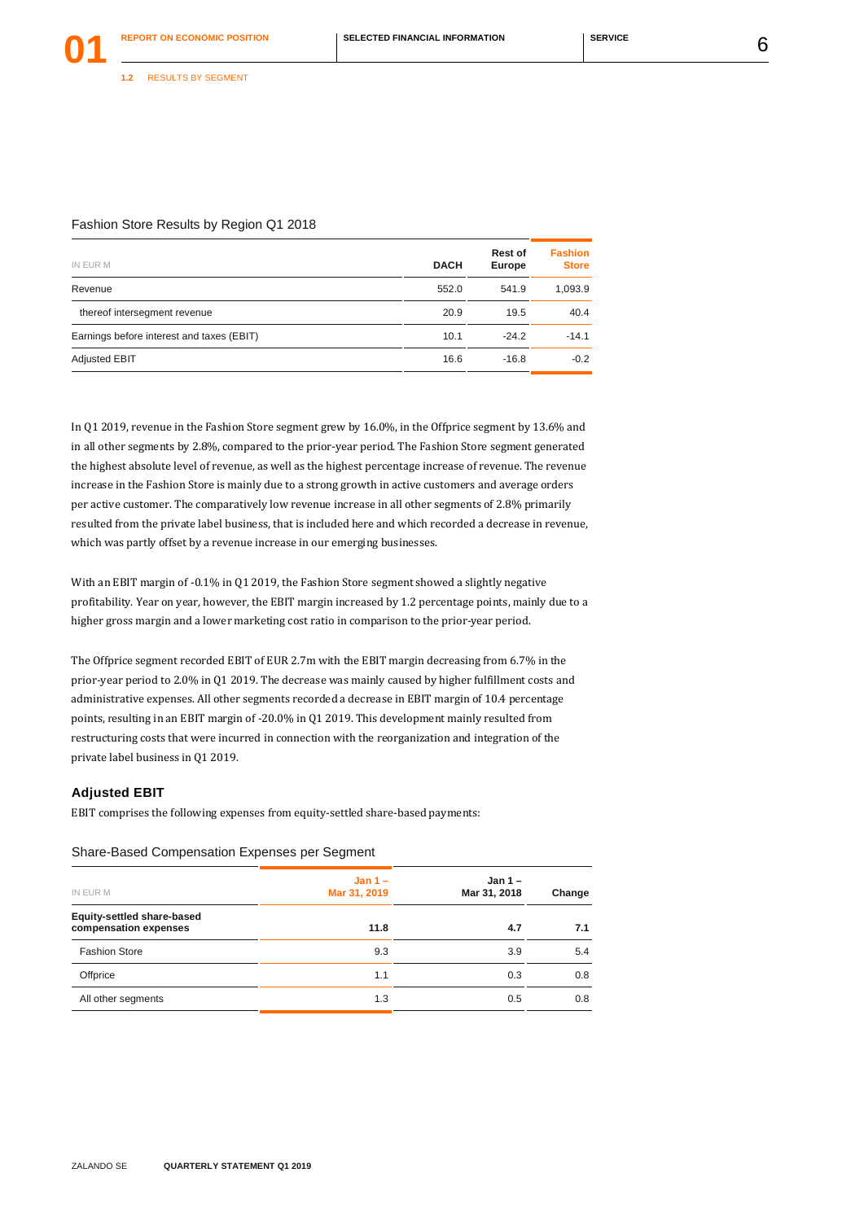Fashion Store Results by Region Q1 2018

| IN EUR M | DACH | Rest of Europe | Fashion Store |
|---|---|---|---|
| Revenue | 552.0 | 541.9 | 1,093.9 |
| thereof intersegment revenue | 20.9 | 19.5 | 40.4 |
| Earnings before interest and taxes (EBIT) | 10.1 | -24.2 | -14.1 |
| Adjusted EBIT | 16.6 | -16.8 | -0.2 |

In Q1 2019, revenue in the Fashion Store segment grew by 16.0%, in the Offprice segment by 13.6% and in all other segments by 2.8%, compared to the prior-year period. The Fashion Store segment generated the highest absolute level of revenue, as well as the highest percentage increase of revenue. The revenue increase in the Fashion Store is mainly due to a strong growth in active customers and average orders per active customer. The comparatively low revenue increase in all other segments of 2.8% primarily resulted from the private label business, that is included here and which recorded a decrease in revenue, which was partly offset by a revenue increase in our emerging businesses.

With an EBIT margin of -0.1% in Q1 2019, the Fashion Store segment showed a slightly negative profitability. Year on year, however, the EBIT margin increased by 1.2 percentage points, mainly due to a higher gross margin and a lower marketing cost ratio in comparison to the prior-year period.

The Offprice segment recorded EBIT of EUR 2.7m with the EBIT margin decreasing from 6.7% in the prior-year period to 2.0% in Q1 2019. The decrease was mainly caused by higher fulfillment costs and administrative expenses. All other segments recorded a decrease in EBIT margin of 10.4 percentage points, resulting in an EBIT margin of -20.0% in Q1 2019. This development mainly resulted from restructuring costs that were incurred in connection with the reorganization and integration of the private label business in Q1 2019.

### Adjusted EBIT

EBIT comprises the following expenses from equity-settled share-based payments:

Share-Based Compensation Expenses per Segment

| IN EUR M | Jan 1 – Mar 31, 2019 | Jan 1 – Mar 31, 2018 | Change |
|---|---|---|---|
| **Equity-settled share-based compensation expenses** | **11.8** | **4.7** | **7.1** |
| Fashion Store | 9.3 | 3.9 | 5.4 |
| Offprice | 1.1 | 0.3 | 0.8 |
| All other segments | 1.3 | 0.5 | 0.8 |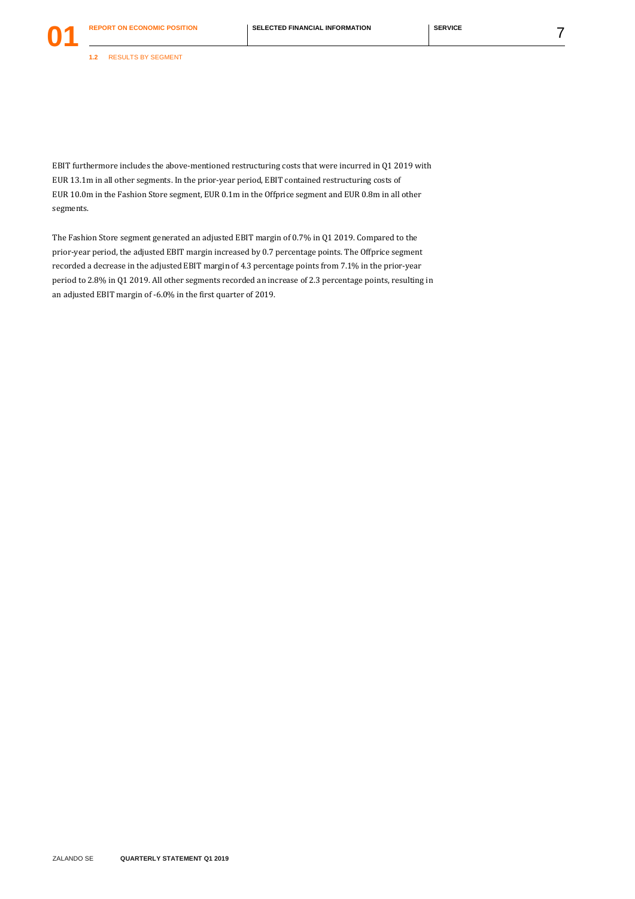EBIT furthermore includes the above-mentioned restructuring costs that were incurred in Q1 2019 with EUR 13.1m in all other segments. In the prior-year period, EBIT contained restructuring costs of EUR 10.0m in the Fashion Store segment, EUR 0.1m in the Offprice segment and EUR 0.8m in all other segments.

The Fashion Store segment generated an adjusted EBIT margin of 0.7% in Q1 2019. Compared to the prior-year period, the adjusted EBIT margin increased by 0.7 percentage points. The Offprice segment recorded a decrease in the adjusted EBIT margin of 4.3 percentage points from 7.1% in the prior-year period to 2.8% in Q1 2019. All other segments recorded an increase of 2.3 percentage points, resulting in an adjusted EBIT margin of -6.0% in the first quarter of 2019.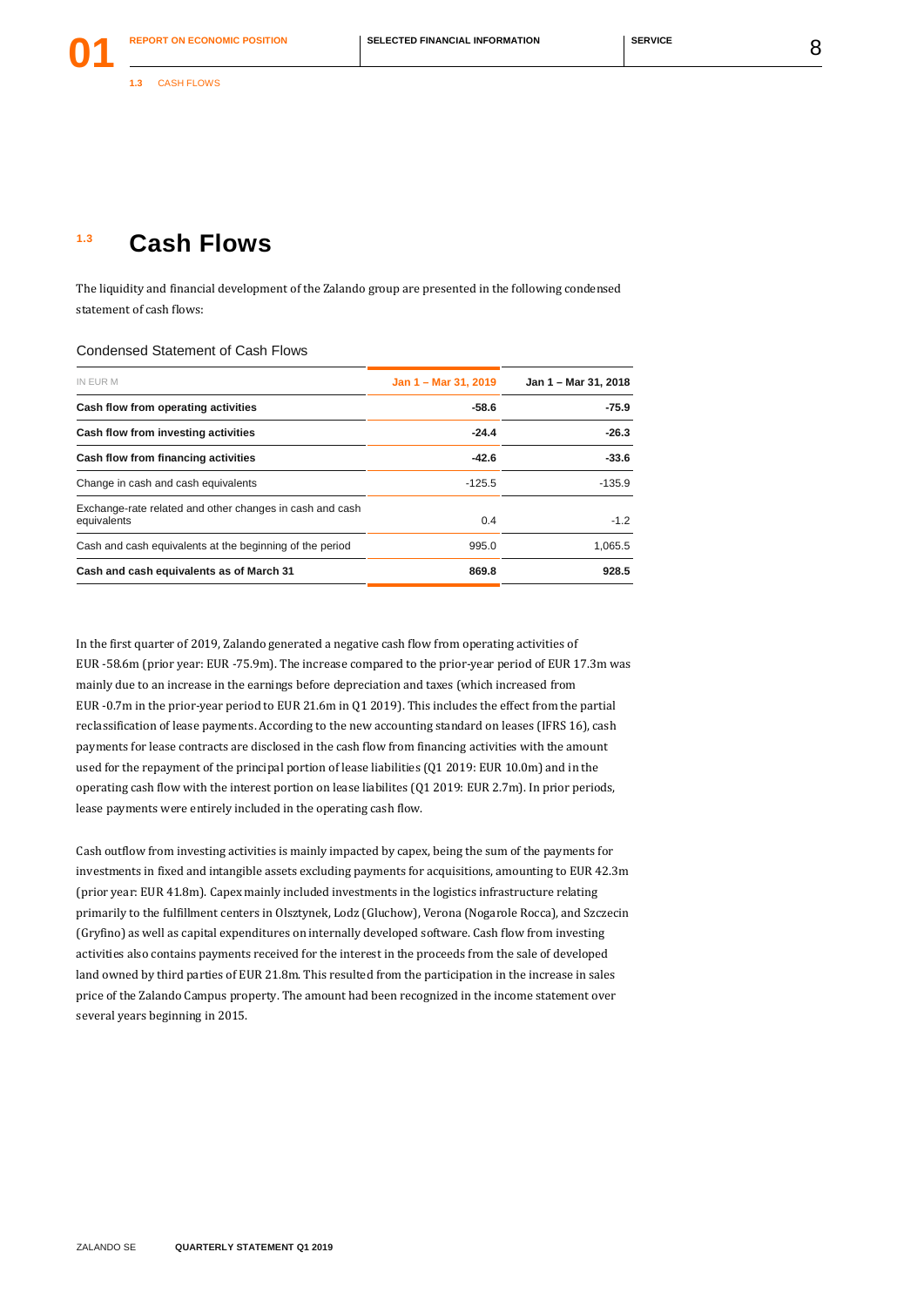## 1.3 Cash Flows

The liquidity and financial development of the Zalando group are presented in the following condensed statement of cash flows:

Condensed Statement of Cash Flows

| IN EUR M | Jan 1 – Mar 31, 2019 | Jan 1 – Mar 31, 2018 |
|---|---|---|
| **Cash flow from operating activities** | **-58.6** | **-75.9** |
| **Cash flow from investing activities** | **-24.4** | **-26.3** |
| **Cash flow from financing activities** | **-42.6** | **-33.6** |
| Change in cash and cash equivalents | -125.5 | -135.9 |
| Exchange-rate related and other changes in cash and cash equivalents | 0.4 | -1.2 |
| Cash and cash equivalents at the beginning of the period | 995.0 | 1,065.5 |
| **Cash and cash equivalents as of March 31** | **869.8** | **928.5** |

In the first quarter of 2019, Zalando generated a negative cash flow from operating activities of EUR -58.6m (prior year: EUR -75.9m). The increase compared to the prior-year period of EUR 17.3m was mainly due to an increase in the earnings before depreciation and taxes (which increased from EUR -0.7m in the prior-year period to EUR 21.6m in Q1 2019). This includes the effect from the partial reclassification of lease payments. According to the new accounting standard on leases (IFRS 16), cash payments for lease contracts are disclosed in the cash flow from financing activities with the amount used for the repayment of the principal portion of lease liabilities (Q1 2019: EUR 10.0m) and in the operating cash flow with the interest portion on lease liabilites (Q1 2019: EUR 2.7m). In prior periods, lease payments were entirely included in the operating cash flow.

Cash outflow from investing activities is mainly impacted by capex, being the sum of the payments for investments in fixed and intangible assets excluding payments for acquisitions, amounting to EUR 42.3m (prior year: EUR 41.8m). Capex mainly included investments in the logistics infrastructure relating primarily to the fulfillment centers in Olsztynek, Lodz (Gluchow), Verona (Nogarole Rocca), and Szczecin (Gryfino) as well as capital expenditures on internally developed software. Cash flow from investing activities also contains payments received for the interest in the proceeds from the sale of developed land owned by third parties of EUR 21.8m. This resulted from the participation in the increase in sales price of the Zalando Campus property. The amount had been recognized in the income statement over several years beginning in 2015.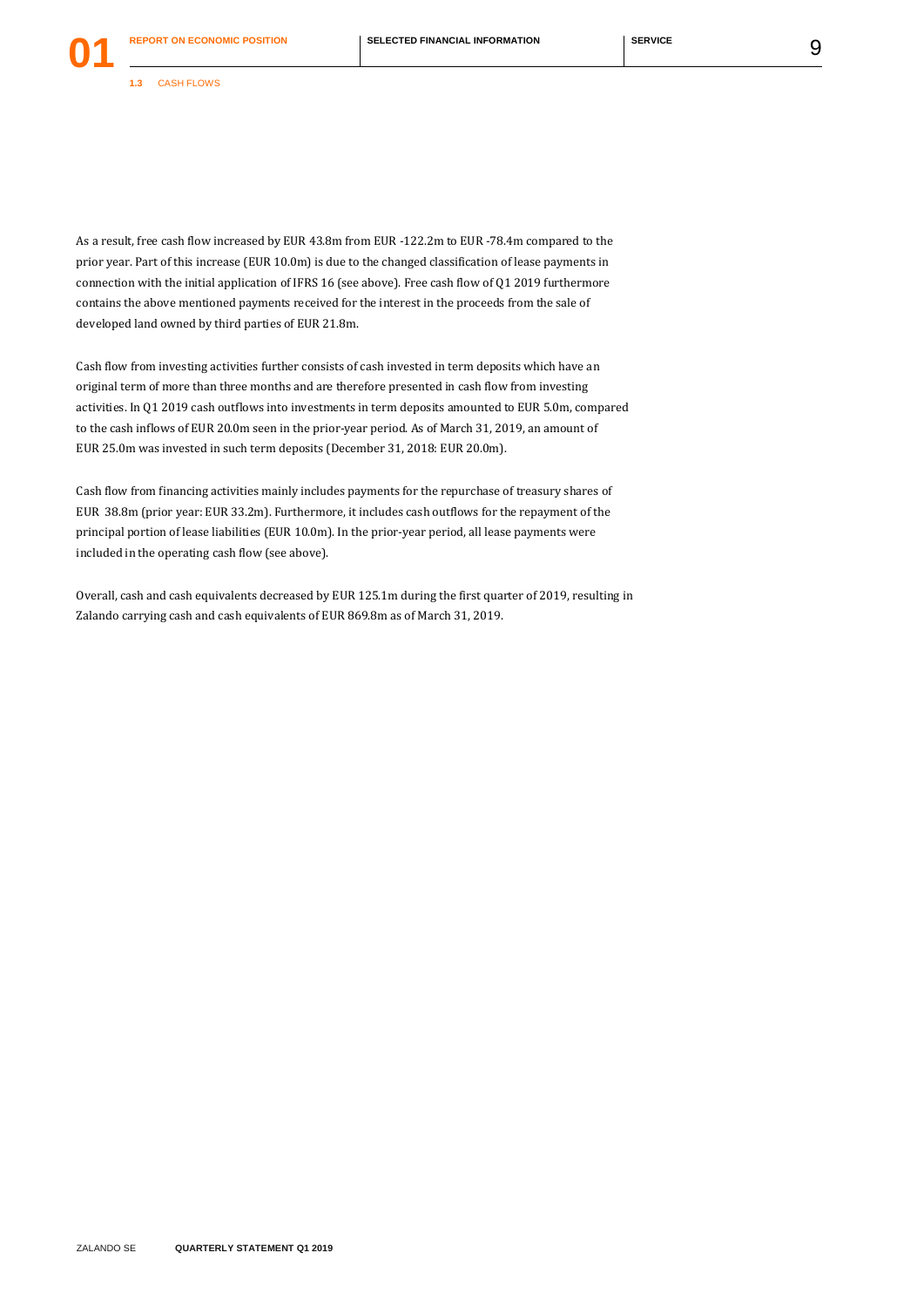As a result, free cash flow increased by EUR 43.8m from EUR -122.2m to EUR -78.4m compared to the prior year. Part of this increase (EUR 10.0m) is due to the changed classification of lease payments in connection with the initial application of IFRS 16 (see above). Free cash flow of Q1 2019 furthermore contains the above mentioned payments received for the interest in the proceeds from the sale of developed land owned by third parties of EUR 21.8m.

Cash flow from investing activities further consists of cash invested in term deposits which have an original term of more than three months and are therefore presented in cash flow from investing activities. In Q1 2019 cash outflows into investments in term deposits amounted to EUR 5.0m, compared to the cash inflows of EUR 20.0m seen in the prior-year period. As of March 31, 2019, an amount of EUR 25.0m was invested in such term deposits (December 31, 2018: EUR 20.0m).

Cash flow from financing activities mainly includes payments for the repurchase of treasury shares of EUR 38.8m (prior year: EUR 33.2m). Furthermore, it includes cash outflows for the repayment of the principal portion of lease liabilities (EUR 10.0m). In the prior-year period, all lease payments were included in the operating cash flow (see above).

Overall, cash and cash equivalents decreased by EUR 125.1m during the first quarter of 2019, resulting in Zalando carrying cash and cash equivalents of EUR 869.8m as of March 31, 2019.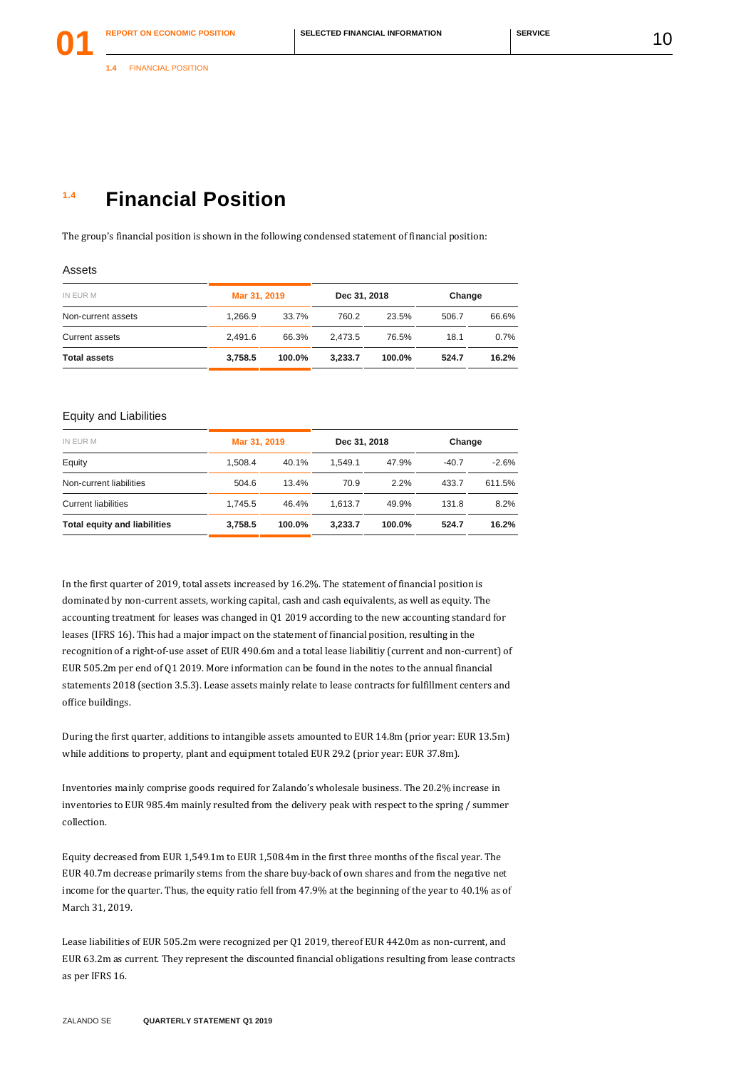## 1.4 Financial Position

The group's financial position is shown in the following condensed statement of financial position:

### Assets

| IN EUR M | Mar 31, 2019 | | Dec 31, 2018 | | Change | |
|---|---|---|---|---|---|---|
| Non-current assets | 1,266.9 | 33.7% | 760.2 | 23.5% | 506.7 | 66.6% |
| Current assets | 2,491.6 | 66.3% | 2,473.5 | 76.5% | 18.1 | 0.7% |
| **Total assets** | **3,758.5** | **100.0%** | **3,233.7** | **100.0%** | **524.7** | **16.2%** |

### Equity and Liabilities

| IN EUR M | Mar 31, 2019 | | Dec 31, 2018 | | Change | |
|---|---|---|---|---|---|---|
| Equity | 1,508.4 | 40.1% | 1,549.1 | 47.9% | -40.7 | -2.6% |
| Non-current liabilities | 504.6 | 13.4% | 70.9 | 2.2% | 433.7 | 611.5% |
| Current liabilities | 1,745.5 | 46.4% | 1,613.7 | 49.9% | 131.8 | 8.2% |
| **Total equity and liabilities** | **3,758.5** | **100.0%** | **3,233.7** | **100.0%** | **524.7** | **16.2%** |

In the first quarter of 2019, total assets increased by 16.2%. The statement of financial position is dominated by non-current assets, working capital, cash and cash equivalents, as well as equity. The accounting treatment for leases was changed in Q1 2019 according to the new accounting standard for leases (IFRS 16). This had a major impact on the statement of financial position, resulting in the recognition of a right-of-use asset of EUR 490.6m and a total lease liabilitiy (current and non-current) of EUR 505.2m per end of Q1 2019. More information can be found in the notes to the annual financial statements 2018 (section 3.5.3). Lease assets mainly relate to lease contracts for fulfillment centers and office buildings.

During the first quarter, additions to intangible assets amounted to EUR 14.8m (prior year: EUR 13.5m) while additions to property, plant and equipment totaled EUR 29.2 (prior year: EUR 37.8m).

Inventories mainly comprise goods required for Zalando's wholesale business. The 20.2% increase in inventories to EUR 985.4m mainly resulted from the delivery peak with respect to the spring / summer collection.

Equity decreased from EUR 1,549.1m to EUR 1,508.4m in the first three months of the fiscal year. The EUR 40.7m decrease primarily stems from the share buy-back of own shares and from the negative net income for the quarter. Thus, the equity ratio fell from 47.9% at the beginning of the year to 40.1% as of March 31, 2019.

Lease liabilities of EUR 505.2m were recognized per Q1 2019, thereof EUR 442.0m as non-current, and EUR 63.2m as current. They represent the discounted financial obligations resulting from lease contracts as per IFRS 16.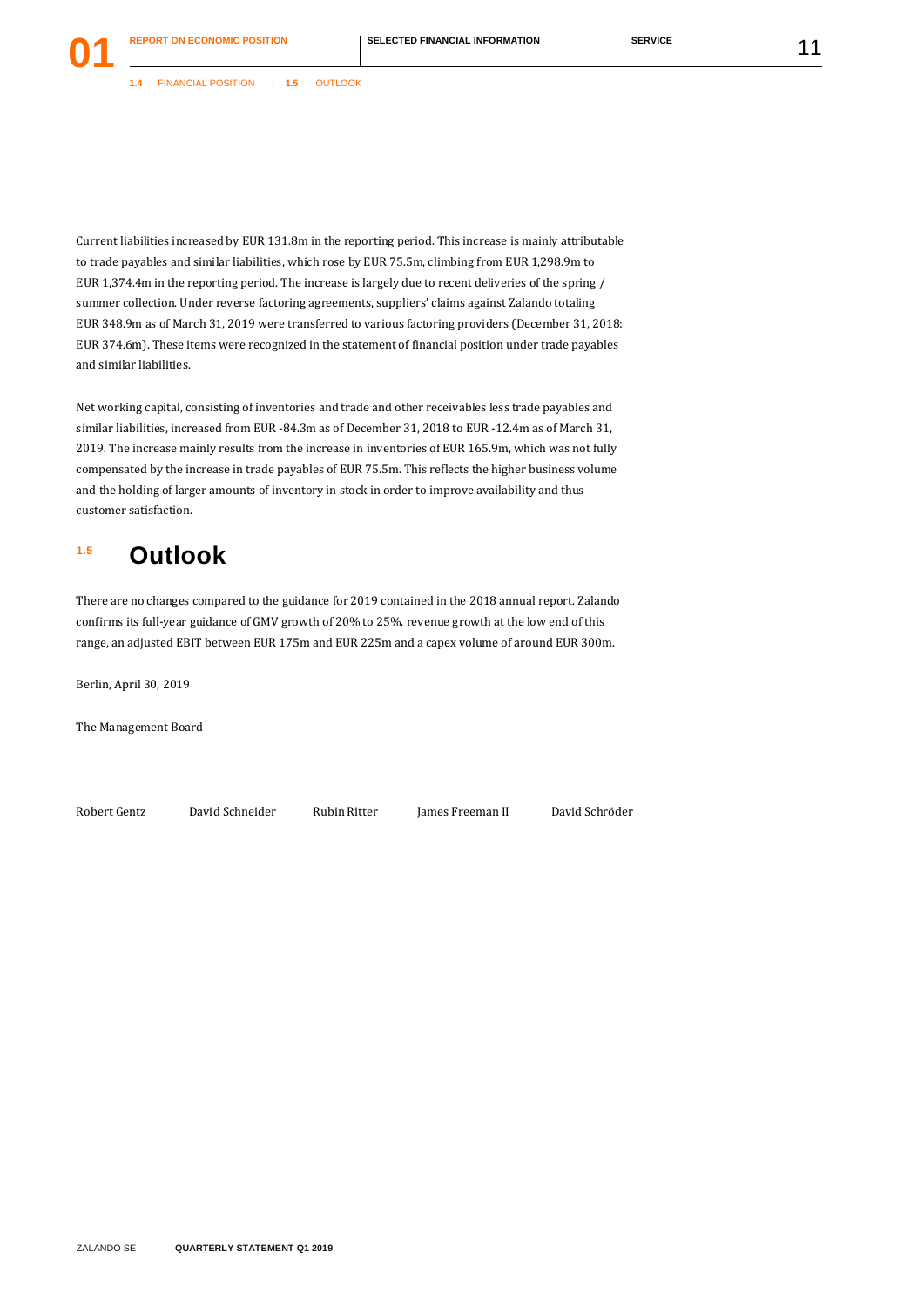Current liabilities increased by EUR 131.8m in the reporting period. This increase is mainly attributable to trade payables and similar liabilities, which rose by EUR 75.5m, climbing from EUR 1,298.9m to EUR 1,374.4m in the reporting period. The increase is largely due to recent deliveries of the spring / summer collection. Under reverse factoring agreements, suppliers' claims against Zalando totaling EUR 348.9m as of March 31, 2019 were transferred to various factoring providers (December 31, 2018: EUR 374.6m). These items were recognized in the statement of financial position under trade payables and similar liabilities.

Net working capital, consisting of inventories and trade and other receivables less trade payables and similar liabilities, increased from EUR -84.3m as of December 31, 2018 to EUR -12.4m as of March 31, 2019. The increase mainly results from the increase in inventories of EUR 165.9m, which was not fully compensated by the increase in trade payables of EUR 75.5m. This reflects the higher business volume and the holding of larger amounts of inventory in stock in order to improve availability and thus customer satisfaction.

## 1.5 Outlook

There are no changes compared to the guidance for 2019 contained in the 2018 annual report. Zalando confirms its full-year guidance of GMV growth of 20% to 25%, revenue growth at the low end of this range, an adjusted EBIT between EUR 175m and EUR 225m and a capex volume of around EUR 300m.

Berlin, April 30, 2019

The Management Board

Robert Gentz  David Schneider  Rubin Ritter  James Freeman II  David Schröder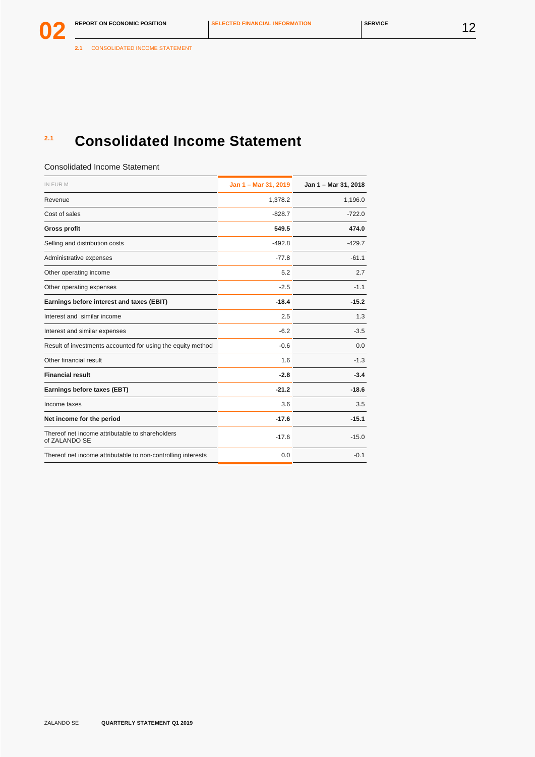# 2.1 Consolidated Income Statement

Consolidated Income Statement

| IN EUR M | Jan 1 – Mar 31, 2019 | Jan 1 – Mar 31, 2018 |
|---|---|---|
| Revenue | 1,378.2 | 1,196.0 |
| Cost of sales | -828.7 | -722.0 |
| **Gross profit** | **549.5** | **474.0** |
| Selling and distribution costs | -492.8 | -429.7 |
| Administrative expenses | -77.8 | -61.1 |
| Other operating income | 5.2 | 2.7 |
| Other operating expenses | -2.5 | -1.1 |
| **Earnings before interest and taxes (EBIT)** | **-18.4** | **-15.2** |
| Interest and similar income | 2.5 | 1.3 |
| Interest and similar expenses | -6.2 | -3.5 |
| Result of investments accounted for using the equity method | -0.6 | 0.0 |
| Other financial result | 1.6 | -1.3 |
| **Financial result** | **-2.8** | **-3.4** |
| **Earnings before taxes (EBT)** | **-21.2** | **-18.6** |
| Income taxes | 3.6 | 3.5 |
| **Net income for the period** | **-17.6** | **-15.1** |
| Thereof net income attributable to shareholders of ZALANDO SE | -17.6 | -15.0 |
| Thereof net income attributable to non-controlling interests | 0.0 | -0.1 |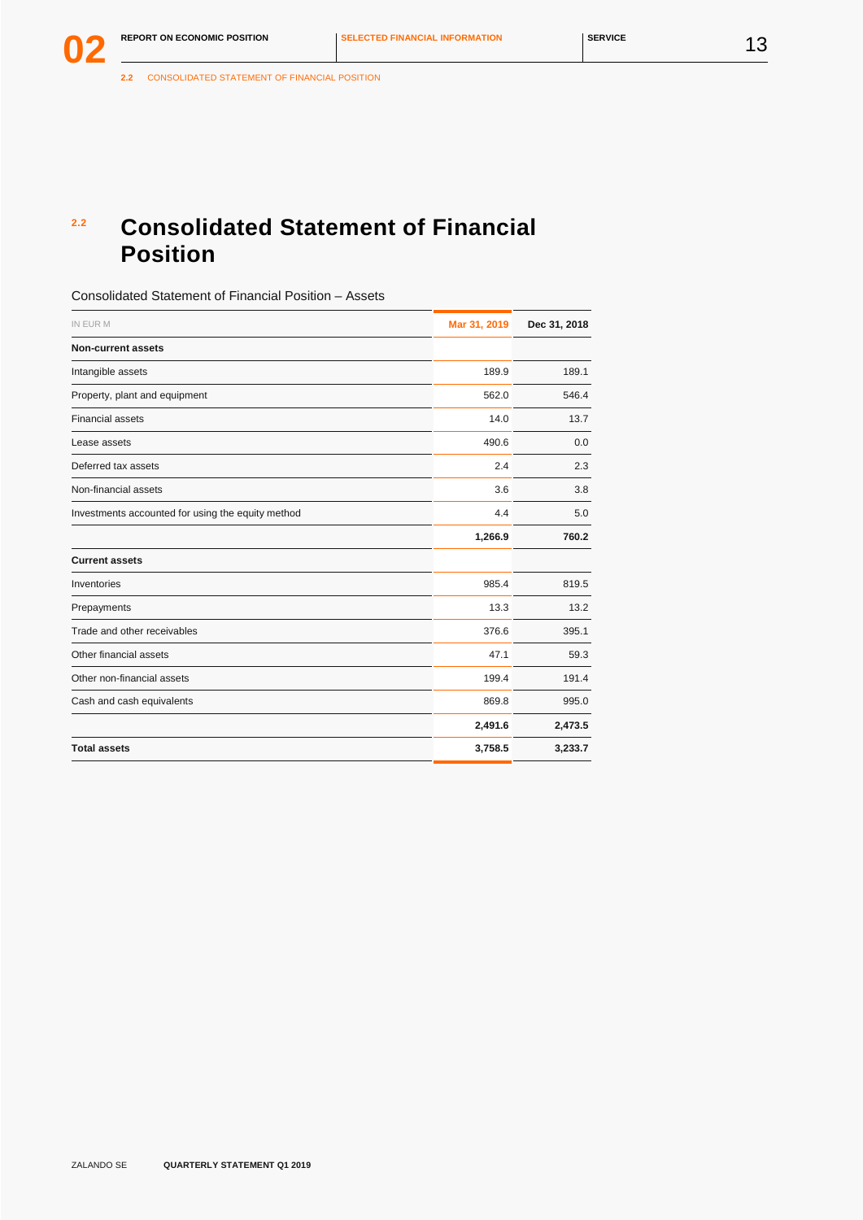## 2.2 Consolidated Statement of Financial Position

Consolidated Statement of Financial Position – Assets

| IN EUR M | Mar 31, 2019 | Dec 31, 2018 |
|---|---|---|
| **Non-current assets** | | |
| Intangible assets | 189.9 | 189.1 |
| Property, plant and equipment | 562.0 | 546.4 |
| Financial assets | 14.0 | 13.7 |
| Lease assets | 490.6 | 0.0 |
| Deferred tax assets | 2.4 | 2.3 |
| Non-financial assets | 3.6 | 3.8 |
| Investments accounted for using the equity method | 4.4 | 5.0 |
| | **1,266.9** | **760.2** |
| **Current assets** | | |
| Inventories | 985.4 | 819.5 |
| Prepayments | 13.3 | 13.2 |
| Trade and other receivables | 376.6 | 395.1 |
| Other financial assets | 47.1 | 59.3 |
| Other non-financial assets | 199.4 | 191.4 |
| Cash and cash equivalents | 869.8 | 995.0 |
| | **2,491.6** | **2,473.5** |
| **Total assets** | **3,758.5** | **3,233.7** |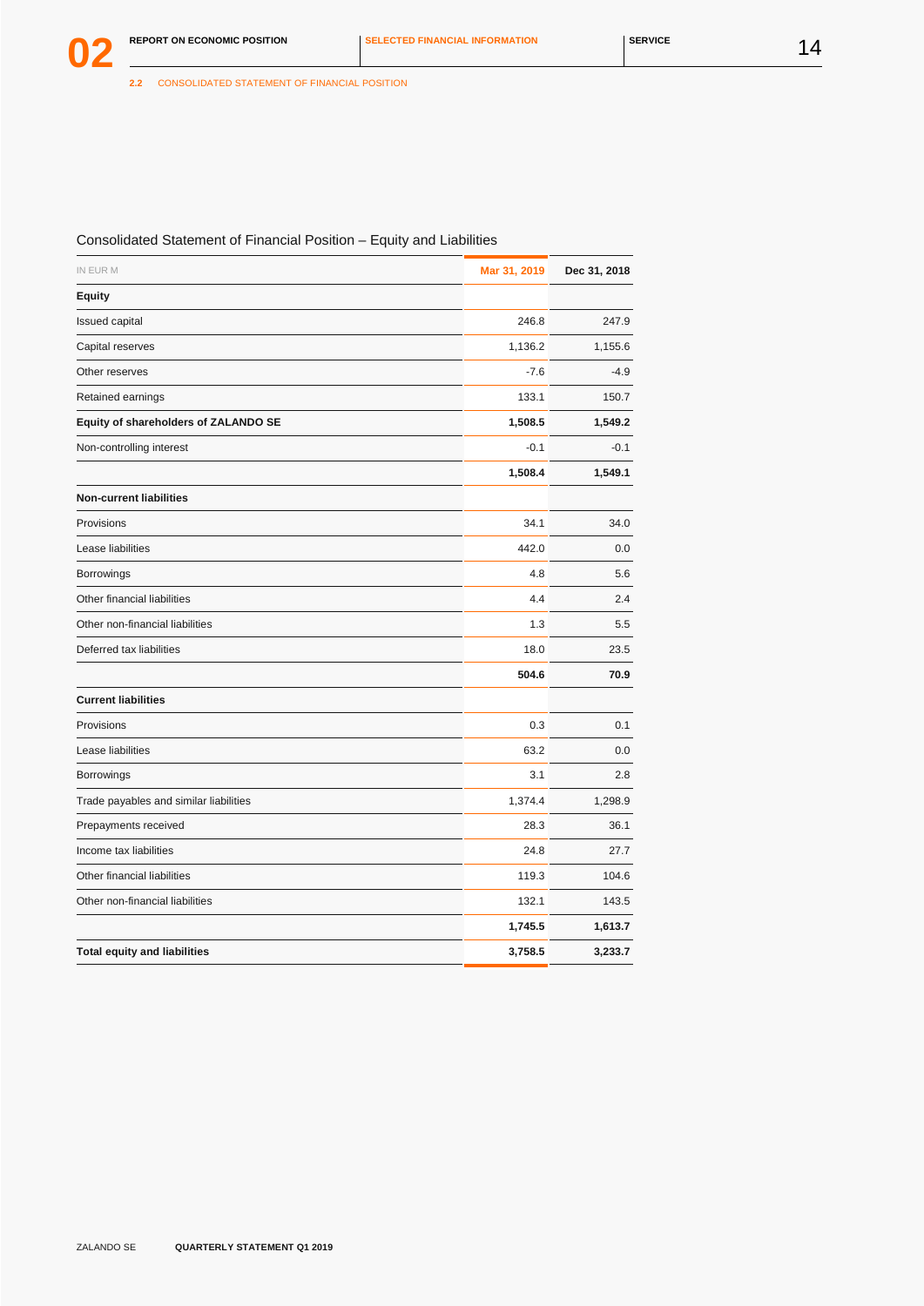2.2 CONSOLIDATED STATEMENT OF FINANCIAL POSITION

## Consolidated Statement of Financial Position – Equity and Liabilities

| IN EUR M | Mar 31, 2019 | Dec 31, 2018 |
|---|---|---|
| **Equity** | | |
| Issued capital | 246.8 | 247.9 |
| Capital reserves | 1,136.2 | 1,155.6 |
| Other reserves | -7.6 | -4.9 |
| Retained earnings | 133.1 | 150.7 |
| **Equity of shareholders of ZALANDO SE** | **1,508.5** | **1,549.2** |
| Non-controlling interest | -0.1 | -0.1 |
| | **1,508.4** | **1,549.1** |
| **Non-current liabilities** | | |
| Provisions | 34.1 | 34.0 |
| Lease liabilities | 442.0 | 0.0 |
| Borrowings | 4.8 | 5.6 |
| Other financial liabilities | 4.4 | 2.4 |
| Other non-financial liabilities | 1.3 | 5.5 |
| Deferred tax liabilities | 18.0 | 23.5 |
| | **504.6** | **70.9** |
| **Current liabilities** | | |
| Provisions | 0.3 | 0.1 |
| Lease liabilities | 63.2 | 0.0 |
| Borrowings | 3.1 | 2.8 |
| Trade payables and similar liabilities | 1,374.4 | 1,298.9 |
| Prepayments received | 28.3 | 36.1 |
| Income tax liabilities | 24.8 | 27.7 |
| Other financial liabilities | 119.3 | 104.6 |
| Other non-financial liabilities | 132.1 | 143.5 |
| | **1,745.5** | **1,613.7** |
| **Total equity and liabilities** | **3,758.5** | **3,233.7** |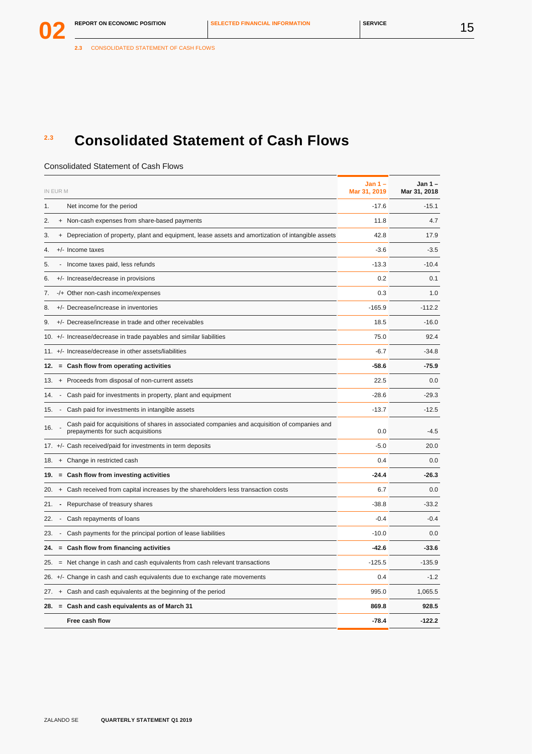## 2.3 Consolidated Statement of Cash Flows

Consolidated Statement of Cash Flows

| IN EUR M | | | Jan 1 – Mar 31, 2019 | Jan 1 – Mar 31, 2018 |
|---|---|---|---|---|
| 1. | | Net income for the period | -17.6 | -15.1 |
| 2. | + | Non-cash expenses from share-based payments | 11.8 | 4.7 |
| 3. | + | Depreciation of property, plant and equipment, lease assets and amortization of intangible assets | 42.8 | 17.9 |
| 4. | +/- | Income taxes | -3.6 | -3.5 |
| 5. | - | Income taxes paid, less refunds | -13.3 | -10.4 |
| 6. | +/- | Increase/decrease in provisions | 0.2 | 0.1 |
| 7. | -/+ | Other non-cash income/expenses | 0.3 | 1.0 |
| 8. | +/- | Decrease/increase in inventories | -165.9 | -112.2 |
| 9. | +/- | Decrease/increase in trade and other receivables | 18.5 | -16.0 |
| 10. | +/- | Increase/decrease in trade payables and similar liabilities | 75.0 | 92.4 |
| 11. | +/- | Increase/decrease in other assets/liabilities | -6.7 | -34.8 |
| **12.** | **=** | **Cash flow from operating activities** | **-58.6** | **-75.9** |
| 13. | + | Proceeds from disposal of non-current assets | 22.5 | 0.0 |
| 14. | - | Cash paid for investments in property, plant and equipment | -28.6 | -29.3 |
| 15. | - | Cash paid for investments in intangible assets | -13.7 | -12.5 |
| 16. | - | Cash paid for acquisitions of shares in associated companies and acquisition of companies and prepayments for such acquisitions | 0.0 | -4.5 |
| 17. | +/- | Cash received/paid for investments in term deposits | -5.0 | 20.0 |
| 18. | + | Change in restricted cash | 0.4 | 0.0 |
| **19.** | **=** | **Cash flow from investing activities** | **-24.4** | **-26.3** |
| 20. | + | Cash received from capital increases by the shareholders less transaction costs | 6.7 | 0.0 |
| 21. | - | Repurchase of treasury shares | -38.8 | -33.2 |
| 22. | - | Cash repayments of loans | -0.4 | -0.4 |
| 23. | - | Cash payments for the principal portion of lease liabilities | -10.0 | 0.0 |
| **24.** | **=** | **Cash flow from financing activities** | **-42.6** | **-33.6** |
| 25. | = | Net change in cash and cash equivalents from cash relevant transactions | -125.5 | -135.9 |
| 26. | +/- | Change in cash and cash equivalents due to exchange rate movements | 0.4 | -1.2 |
| 27. | + | Cash and cash equivalents at the beginning of the period | 995.0 | 1,065.5 |
| **28.** | **=** | **Cash and cash equivalents as of March 31** | **869.8** | **928.5** |
| | | **Free cash flow** | **-78.4** | **-122.2** |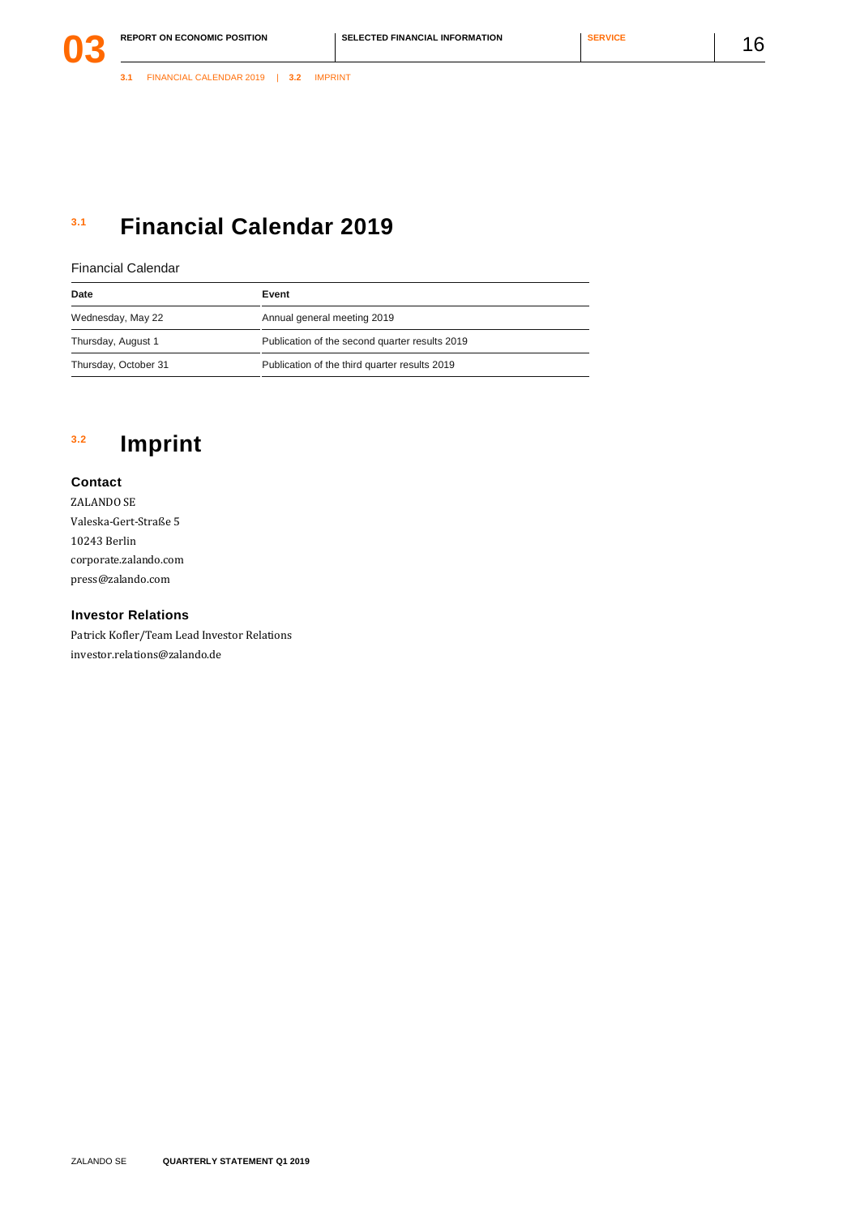# 3.1 Financial Calendar 2019

Financial Calendar

| Date | Event |
|---|---|
| Wednesday, May 22 | Annual general meeting 2019 |
| Thursday, August 1 | Publication of the second quarter results 2019 |
| Thursday, October 31 | Publication of the third quarter results 2019 |

# 3.2 Imprint

### Contact

ZALANDO SE
Valeska-Gert-Straße 5
10243 Berlin
corporate.zalando.com
press@zalando.com

### Investor Relations

Patrick Kofler/Team Lead Investor Relations
investor.relations@zalando.de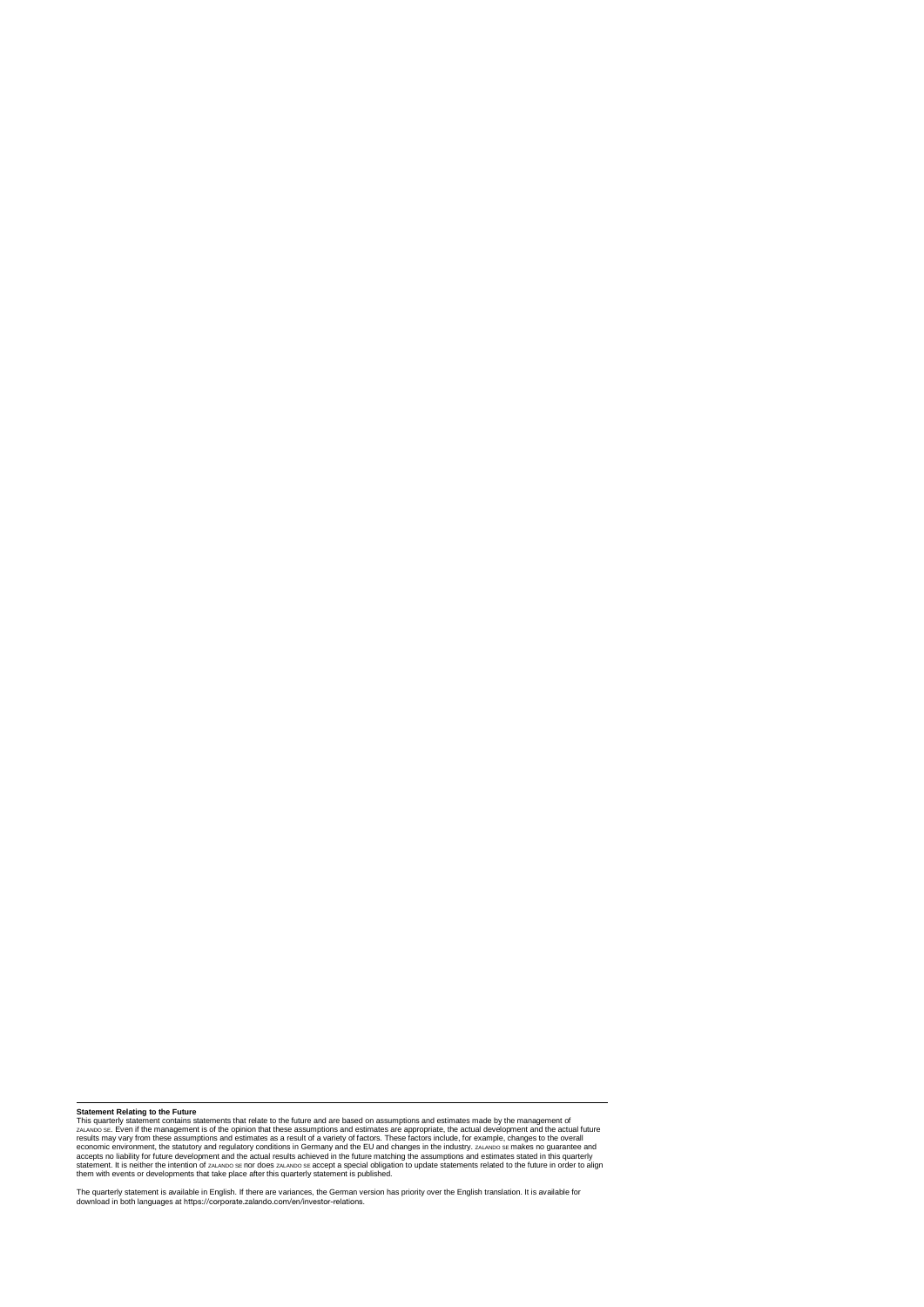**Statement Relating to the Future**

This quarterly statement contains statements that relate to the future and are based on assumptions and estimates made by the management of ZALANDO SE. Even if the management is of the opinion that these assumptions and estimates are appropriate, the actual development and the actual future results may vary from these assumptions and estimates as a result of a variety of factors. These factors include, for example, changes to the overall economic environment, the statutory and regulatory conditions in Germany and the EU and changes in the industry. ZALANDO SE makes no guarantee and accepts no liability for future development and the actual results achieved in the future matching the assumptions and estimates stated in this quarterly statement. It is neither the intention of ZALANDO SE nor does ZALANDO SE accept a special obligation to update statements related to the future in order to align them with events or developments that take place after this quarterly statement is published.

The quarterly statement is available in English. If there are variances, the German version has priority over the English translation. It is available for download in both languages at https://corporate.zalando.com/en/investor-relations.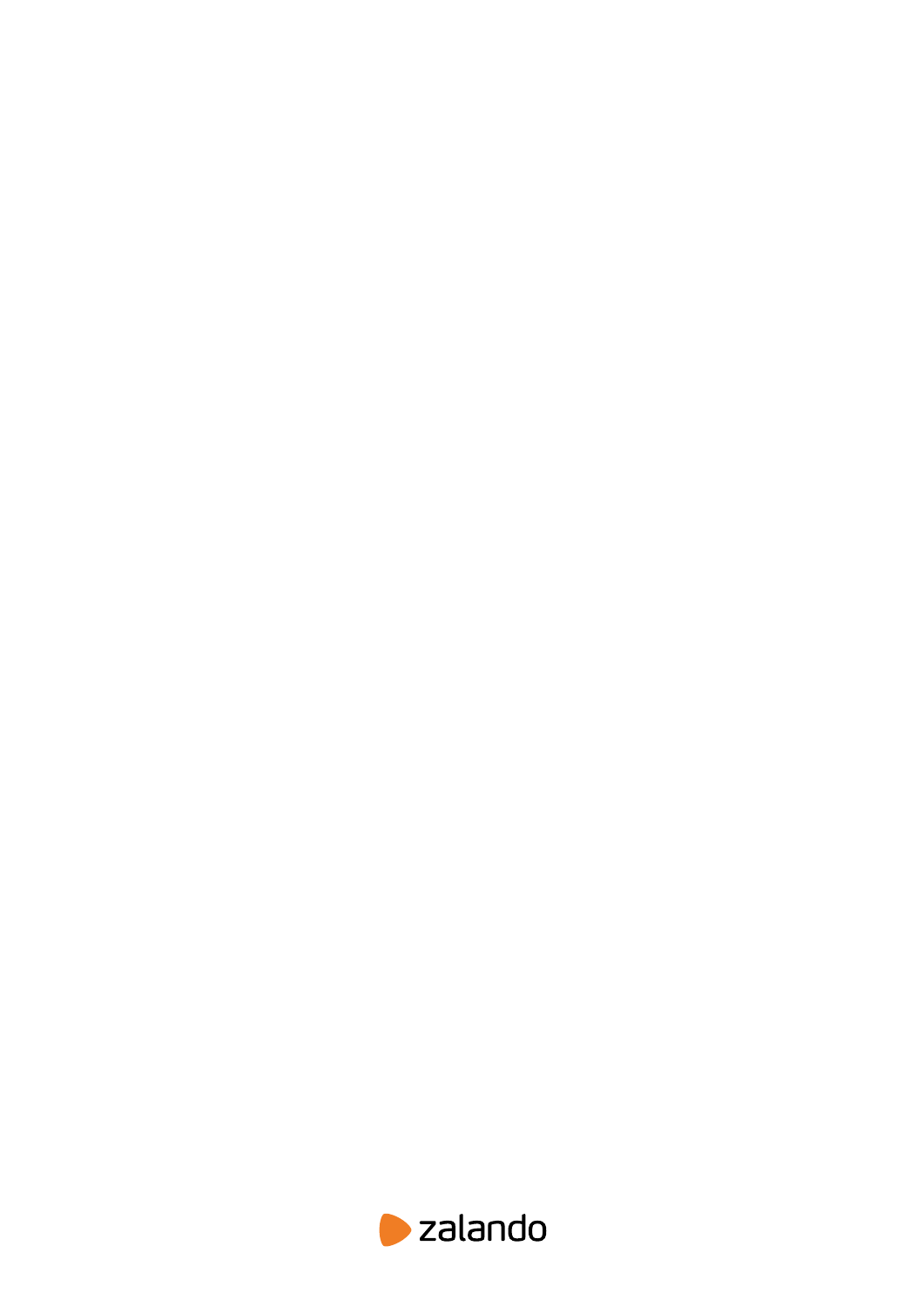zalando